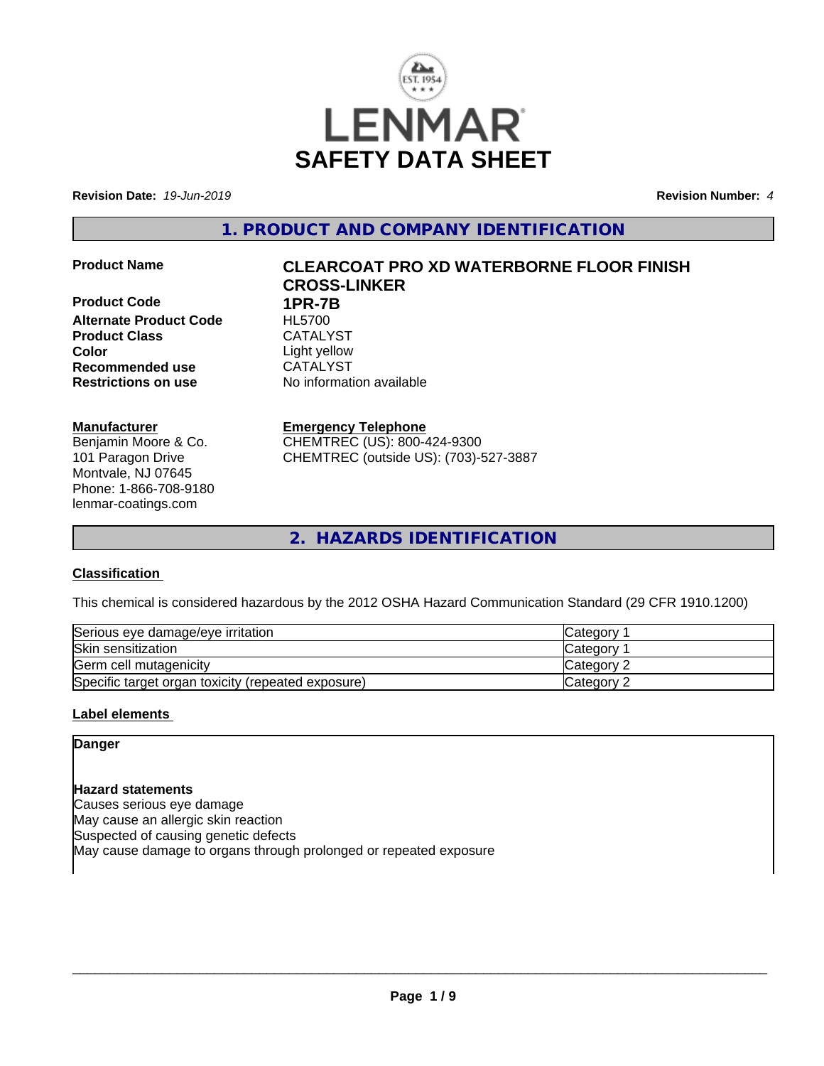LENMAR

# SAFETY DATA SHEET

**Revision Date:** *19-Jun-2019* **Revision Number:** *4*

## 1. PRODUCT AND COMPANY IDENTIFICATION

**Product Name** **CLEARCOAT PRO XD WATERBORNE FLOOR FINISH CROSS-LINKER**

**Product Code** **1PR-7B**

**Alternate Product Code** HL5700

**Product Class** CATALYST

**Color** Light yellow

**Recommended use** CATALYST

**Restrictions on use** No information available

**Manufacturer**
Benjamin Moore & Co.
101 Paragon Drive
Montvale, NJ 07645
Phone: 1-866-708-9180
lenmar-coatings.com

**Emergency Telephone**
CHEMTREC (US): 800-424-9300
CHEMTREC (outside US): (703)-527-3887

## 2. HAZARDS IDENTIFICATION

### Classification

This chemical is considered hazardous by the 2012 OSHA Hazard Communication Standard (29 CFR 1910.1200)

| | |
|---|---|
| Serious eye damage/eye irritation | Category 1 |
| Skin sensitization | Category 1 |
| Germ cell mutagenicity | Category 2 |
| Specific target organ toxicity (repeated exposure) | Category 2 |

### Label elements

**Danger**

**Hazard statements**
Causes serious eye damage
May cause an allergic skin reaction
Suspected of causing genetic defects
May cause damage to organs through prolonged or repeated exposure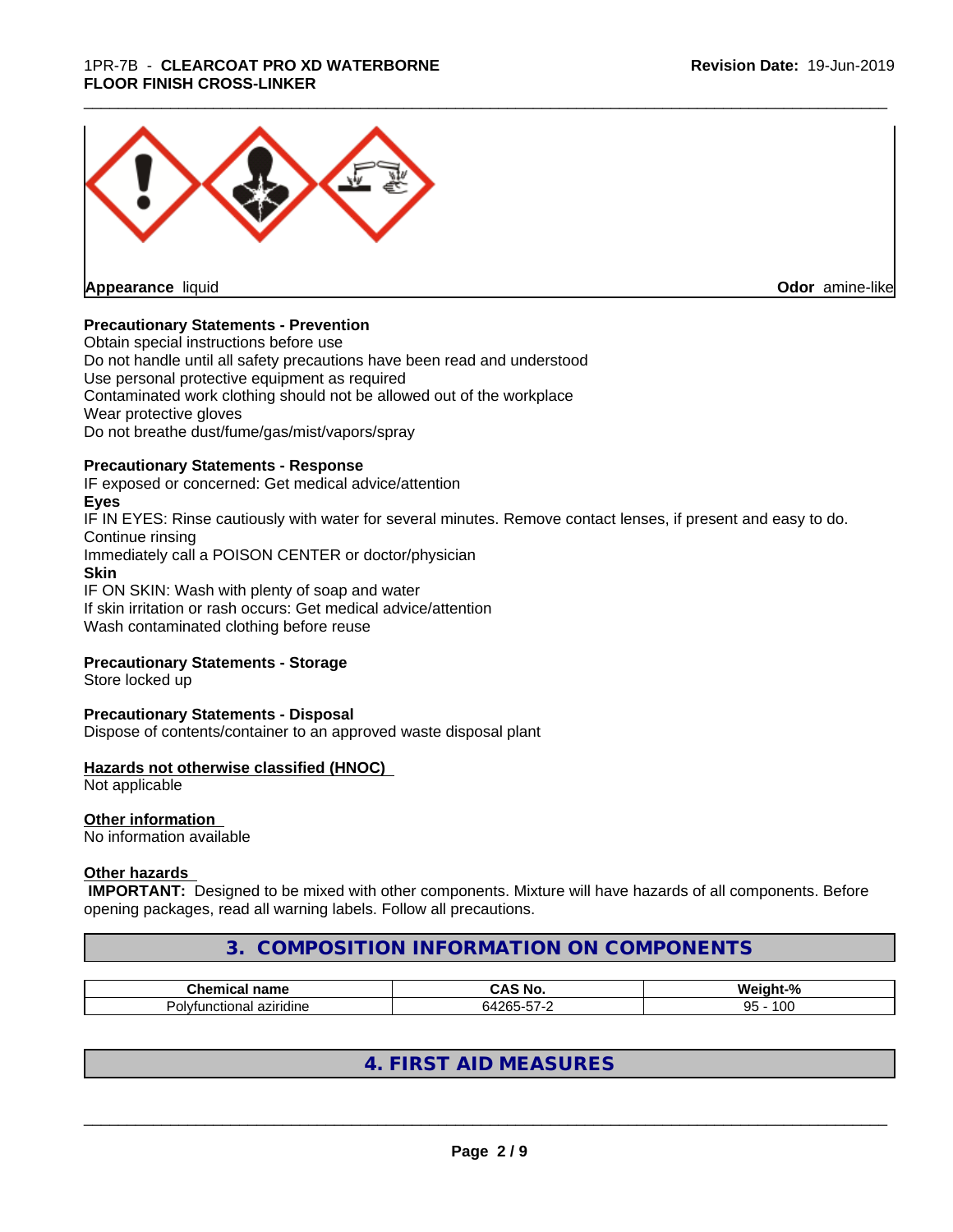**Appearance** liquid **Odor** amine-like

**Precautionary Statements - Prevention**

Obtain special instructions before use
Do not handle until all safety precautions have been read and understood
Use personal protective equipment as required
Contaminated work clothing should not be allowed out of the workplace
Wear protective gloves
Do not breathe dust/fume/gas/mist/vapors/spray

**Precautionary Statements - Response**

IF exposed or concerned: Get medical advice/attention

**Eyes**

IF IN EYES: Rinse cautiously with water for several minutes. Remove contact lenses, if present and easy to do. Continue rinsing
Immediately call a POISON CENTER or doctor/physician

**Skin**

IF ON SKIN: Wash with plenty of soap and water
If skin irritation or rash occurs: Get medical advice/attention
Wash contaminated clothing before reuse

**Precautionary Statements - Storage**

Store locked up

**Precautionary Statements - Disposal**

Dispose of contents/container to an approved waste disposal plant

**Hazards not otherwise classified (HNOC)**

Not applicable

**Other information**

No information available

**Other hazards**

**IMPORTANT:** Designed to be mixed with other components. Mixture will have hazards of all components. Before opening packages, read all warning labels. Follow all precautions.

## 3. COMPOSITION INFORMATION ON COMPONENTS

| Chemical name | CAS No. | Weight-% |
| --- | --- | --- |
| Polyfunctional aziridine | 64265-57-2 | 95 - 100 |

## 4. FIRST AID MEASURES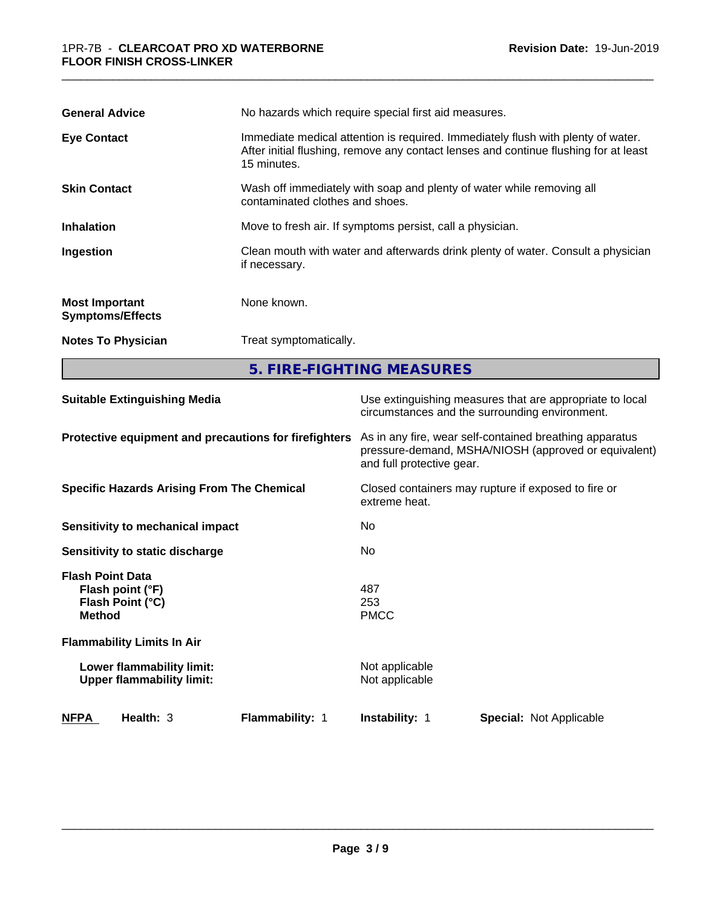| | |
|---|---|
| **General Advice** | No hazards which require special first aid measures. |
| **Eye Contact** | Immediate medical attention is required. Immediately flush with plenty of water. After initial flushing, remove any contact lenses and continue flushing for at least 15 minutes. |
| **Skin Contact** | Wash off immediately with soap and plenty of water while removing all contaminated clothes and shoes. |
| **Inhalation** | Move to fresh air. If symptoms persist, call a physician. |
| **Ingestion** | Clean mouth with water and afterwards drink plenty of water. Consult a physician if necessary. |
| **Most Important Symptoms/Effects** | None known. |
| **Notes To Physician** | Treat symptomatically. |

## 5. FIRE-FIGHTING MEASURES

| | |
|---|---|
| **Suitable Extinguishing Media** | Use extinguishing measures that are appropriate to local circumstances and the surrounding environment. |
| **Protective equipment and precautions for firefighters** | As in any fire, wear self-contained breathing apparatus pressure-demand, MSHA/NIOSH (approved or equivalent) and full protective gear. |
| **Specific Hazards Arising From The Chemical** | Closed containers may rupture if exposed to fire or extreme heat. |
| **Sensitivity to mechanical impact** | No |
| **Sensitivity to static discharge** | No |
| **Flash Point Data** | |
| **Flash point (°F)** | 487 |
| **Flash Point (°C)** | 253 |
| **Method** | PMCC |
| **Flammability Limits In Air** | |
| **Lower flammability limit:** | Not applicable |
| **Upper flammability limit:** | Not applicable |

| **NFPA** | **Health:** 3 | **Flammability:** 1 | **Instability:** 1 | **Special:** Not Applicable |
|---|---|---|---|---|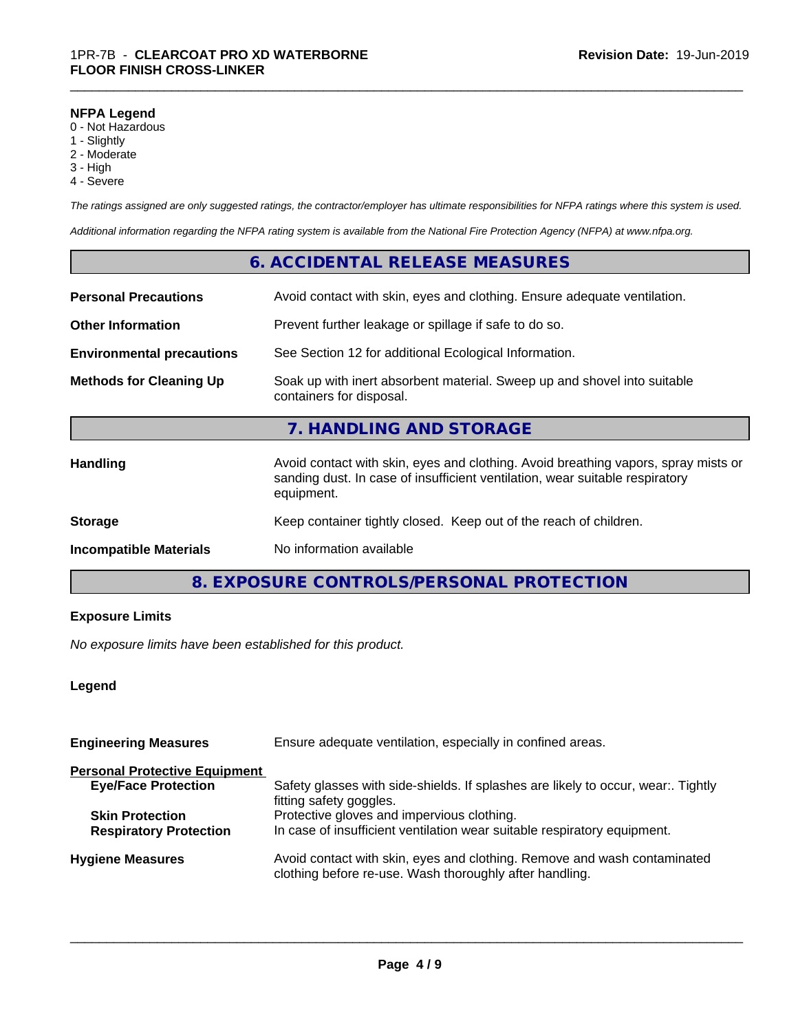**NFPA Legend**
0 - Not Hazardous
1 - Slightly
2 - Moderate
3 - High
4 - Severe

*The ratings assigned are only suggested ratings, the contractor/employer has ultimate responsibilities for NFPA ratings where this system is used.*

*Additional information regarding the NFPA rating system is available from the National Fire Protection Agency (NFPA) at www.nfpa.org.*

## 6. ACCIDENTAL RELEASE MEASURES

| | |
|---|---|
| **Personal Precautions** | Avoid contact with skin, eyes and clothing. Ensure adequate ventilation. |
| **Other Information** | Prevent further leakage or spillage if safe to do so. |
| **Environmental precautions** | See Section 12 for additional Ecological Information. |
| **Methods for Cleaning Up** | Soak up with inert absorbent material. Sweep up and shovel into suitable containers for disposal. |

## 7. HANDLING AND STORAGE

| | |
|---|---|
| **Handling** | Avoid contact with skin, eyes and clothing. Avoid breathing vapors, spray mists or sanding dust. In case of insufficient ventilation, wear suitable respiratory equipment. |
| **Storage** | Keep container tightly closed. Keep out of the reach of children. |
| **Incompatible Materials** | No information available |

## 8. EXPOSURE CONTROLS/PERSONAL PROTECTION

**Exposure Limits**

*No exposure limits have been established for this product.*

**Legend**

| | |
|---|---|
| **Engineering Measures** | Ensure adequate ventilation, especially in confined areas. |
| **Personal Protective Equipment** | |
| **Eye/Face Protection** | Safety glasses with side-shields. If splashes are likely to occur, wear:. Tightly fitting safety goggles. |
| **Skin Protection** | Protective gloves and impervious clothing. |
| **Respiratory Protection** | In case of insufficient ventilation wear suitable respiratory equipment. |
| **Hygiene Measures** | Avoid contact with skin, eyes and clothing. Remove and wash contaminated clothing before re-use. Wash thoroughly after handling. |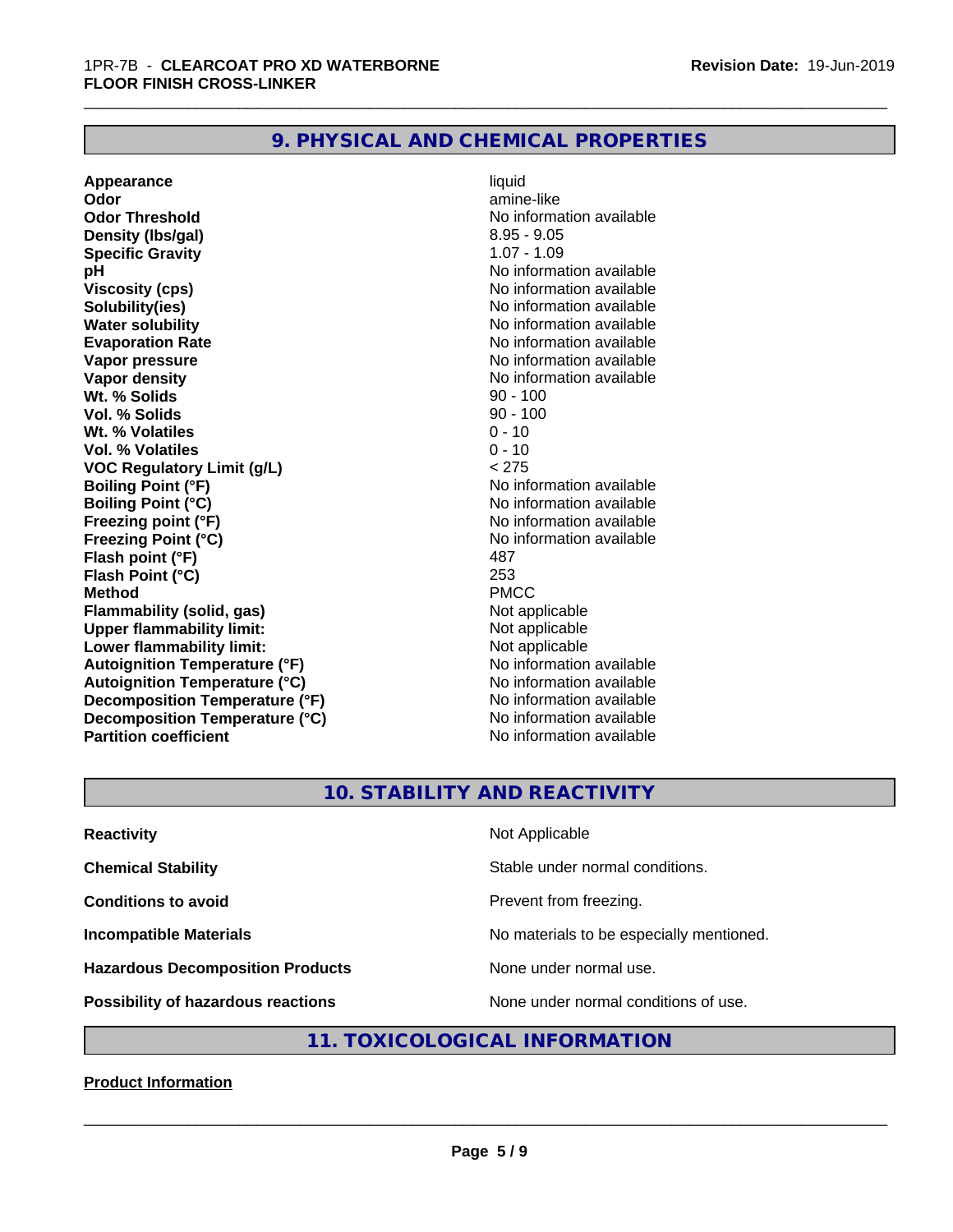## 9. PHYSICAL AND CHEMICAL PROPERTIES

| | |
|---|---|
| **Appearance** | liquid |
| **Odor** | amine-like |
| **Odor Threshold** | No information available |
| **Density (lbs/gal)** | 8.95 - 9.05 |
| **Specific Gravity** | 1.07 - 1.09 |
| **pH** | No information available |
| **Viscosity (cps)** | No information available |
| **Solubility(ies)** | No information available |
| **Water solubility** | No information available |
| **Evaporation Rate** | No information available |
| **Vapor pressure** | No information available |
| **Vapor density** | No information available |
| **Wt. % Solids** | 90 - 100 |
| **Vol. % Solids** | 90 - 100 |
| **Wt. % Volatiles** | 0 - 10 |
| **Vol. % Volatiles** | 0 - 10 |
| **VOC Regulatory Limit (g/L)** | < 275 |
| **Boiling Point (°F)** | No information available |
| **Boiling Point (°C)** | No information available |
| **Freezing point (°F)** | No information available |
| **Freezing Point (°C)** | No information available |
| **Flash point (°F)** | 487 |
| **Flash Point (°C)** | 253 |
| **Method** | PMCC |
| **Flammability (solid, gas)** | Not applicable |
| **Upper flammability limit:** | Not applicable |
| **Lower flammability limit:** | Not applicable |
| **Autoignition Temperature (°F)** | No information available |
| **Autoignition Temperature (°C)** | No information available |
| **Decomposition Temperature (°F)** | No information available |
| **Decomposition Temperature (°C)** | No information available |
| **Partition coefficient** | No information available |

## 10. STABILITY AND REACTIVITY

| | |
|---|---|
| **Reactivity** | Not Applicable |
| **Chemical Stability** | Stable under normal conditions. |
| **Conditions to avoid** | Prevent from freezing. |
| **Incompatible Materials** | No materials to be especially mentioned. |
| **Hazardous Decomposition Products** | None under normal use. |
| **Possibility of hazardous reactions** | None under normal conditions of use. |

## 11. TOXICOLOGICAL INFORMATION

**Product Information**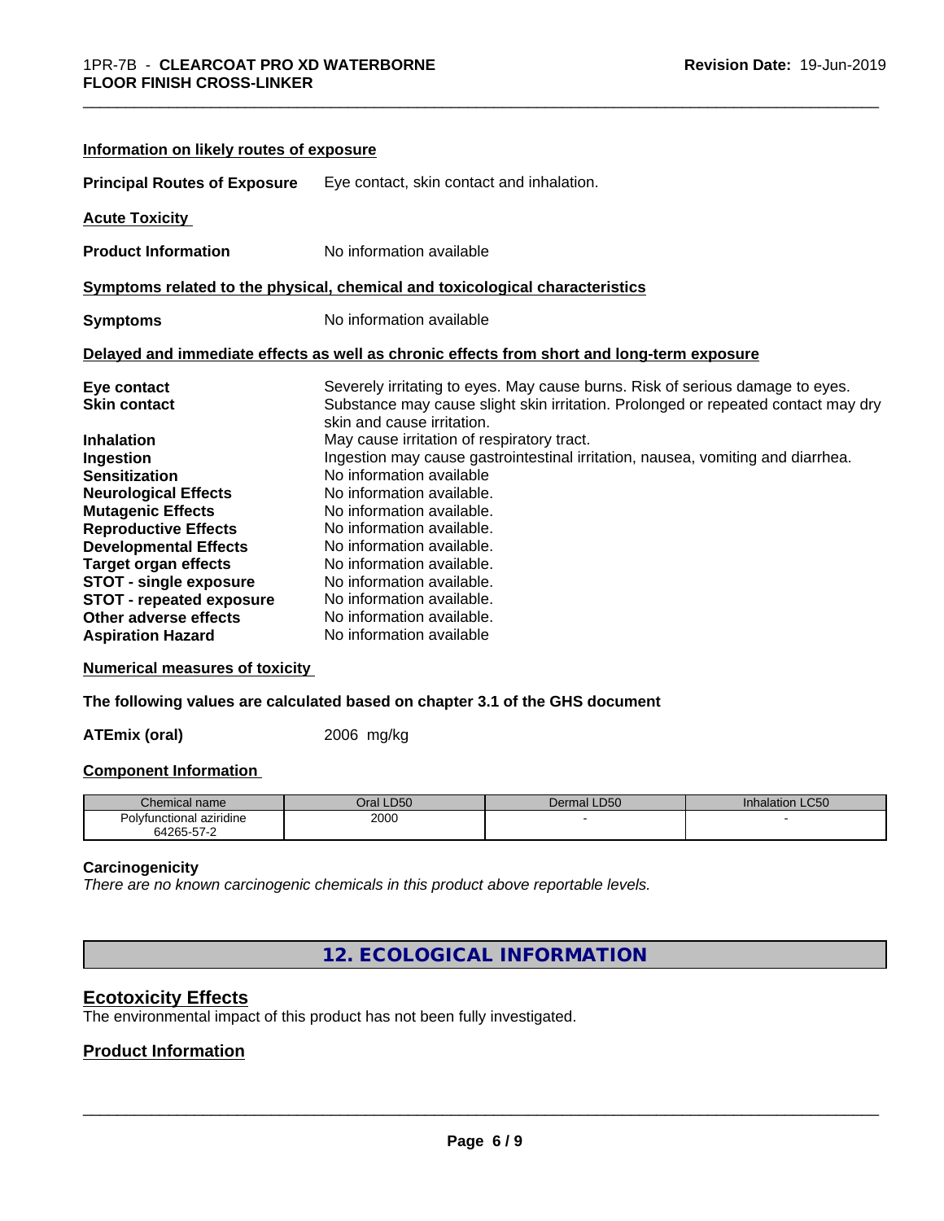**Information on likely routes of exposure**

**Principal Routes of Exposure** Eye contact, skin contact and inhalation.

**Acute Toxicity**

**Product Information** No information available

**Symptoms related to the physical, chemical and toxicological characteristics**

**Symptoms** No information available

**Delayed and immediate effects as well as chronic effects from short and long-term exposure**

| | |
|---|---|
| **Eye contact** | Severely irritating to eyes. May cause burns. Risk of serious damage to eyes. |
| **Skin contact** | Substance may cause slight skin irritation. Prolonged or repeated contact may dry skin and cause irritation. |
| **Inhalation** | May cause irritation of respiratory tract. |
| **Ingestion** | Ingestion may cause gastrointestinal irritation, nausea, vomiting and diarrhea. |
| **Sensitization** | No information available |
| **Neurological Effects** | No information available. |
| **Mutagenic Effects** | No information available. |
| **Reproductive Effects** | No information available. |
| **Developmental Effects** | No information available. |
| **Target organ effects** | No information available. |
| **STOT - single exposure** | No information available. |
| **STOT - repeated exposure** | No information available. |
| **Other adverse effects** | No information available. |
| **Aspiration Hazard** | No information available |

**Numerical measures of toxicity**

**The following values are calculated based on chapter 3.1 of the GHS document**

**ATEmix (oral)** 2006 mg/kg

**Component Information**

| Chemical name | Oral LD50 | Dermal LD50 | Inhalation LC50 |
|---|---|---|---|
| Polyfunctional aziridine 64265-57-2 | 2000 | - | - |

**Carcinogenicity**

*There are no known carcinogenic chemicals in this product above reportable levels.*

## 12. ECOLOGICAL INFORMATION

### Ecotoxicity Effects

The environmental impact of this product has not been fully investigated.

### Product Information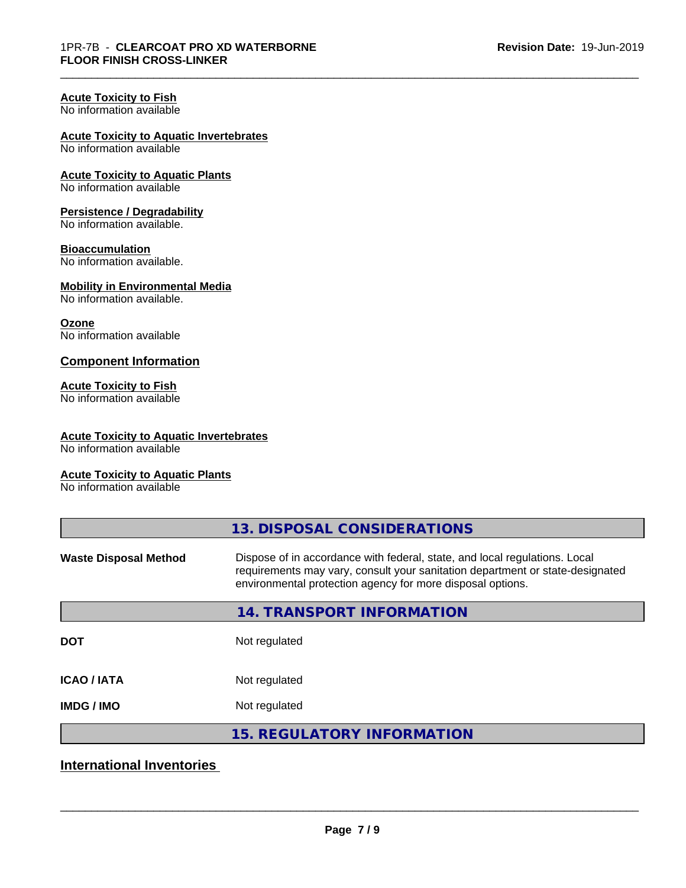**Acute Toxicity to Fish**
No information available

**Acute Toxicity to Aquatic Invertebrates**
No information available

**Acute Toxicity to Aquatic Plants**
No information available

**Persistence / Degradability**
No information available.

**Bioaccumulation**
No information available.

**Mobility in Environmental Media**
No information available.

**Ozone**
No information available

### Component Information

**Acute Toxicity to Fish**
No information available

**Acute Toxicity to Aquatic Invertebrates**
No information available

**Acute Toxicity to Aquatic Plants**
No information available

## 13. DISPOSAL CONSIDERATIONS

| | |
|---|---|
| **Waste Disposal Method** | Dispose of in accordance with federal, state, and local regulations. Local requirements may vary, consult your sanitation department or state-designated environmental protection agency for more disposal options. |

## 14. TRANSPORT INFORMATION

| | |
|---|---|
| **DOT** | Not regulated |
| **ICAO / IATA** | Not regulated |
| **IMDG / IMO** | Not regulated |

## 15. REGULATORY INFORMATION

### International Inventories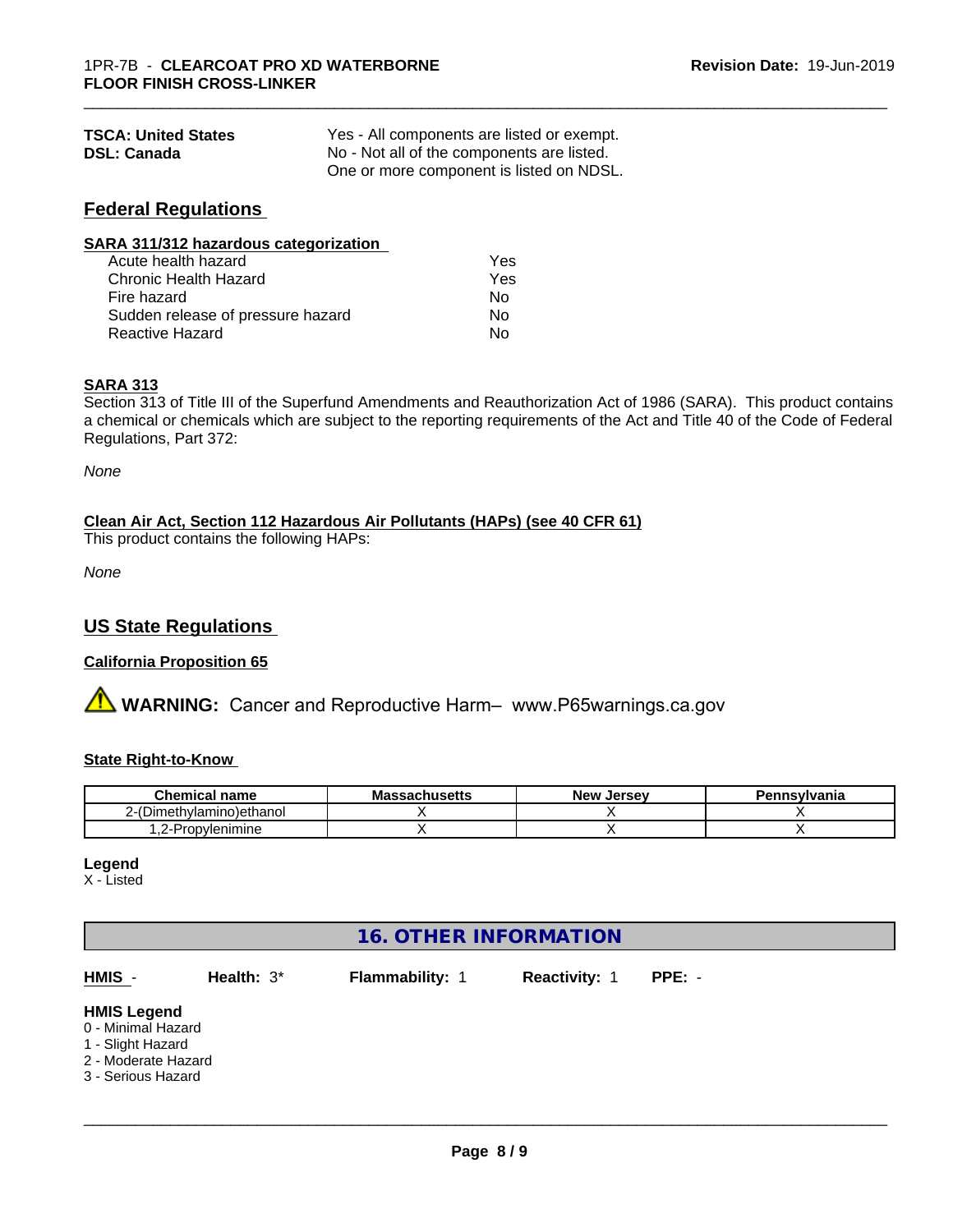| | |
|---|---|
| **TSCA: United States** | Yes - All components are listed or exempt. |
| **DSL: Canada** | No - Not all of the components are listed. One or more component is listed on NDSL. |

## Federal Regulations

**SARA 311/312 hazardous categorization**

| | |
|---|---|
| Acute health hazard | Yes |
| Chronic Health Hazard | Yes |
| Fire hazard | No |
| Sudden release of pressure hazard | No |
| Reactive Hazard | No |

**SARA 313**

Section 313 of Title III of the Superfund Amendments and Reauthorization Act of 1986 (SARA). This product contains a chemical or chemicals which are subject to the reporting requirements of the Act and Title 40 of the Code of Federal Regulations, Part 372:

*None*

**Clean Air Act, Section 112 Hazardous Air Pollutants (HAPs) (see 40 CFR 61)**

This product contains the following HAPs:

*None*

## US State Regulations

**California Proposition 65**

⚠ **WARNING:** Cancer and Reproductive Harm– www.P65warnings.ca.gov

**State Right-to-Know**

| Chemical name | Massachusetts | New Jersey | Pennsylvania |
|---|---|---|---|
| 2-(Dimethylamino)ethanol | X | X | X |
| 1,2-Propylenimine | X | X | X |

**Legend**

X - Listed

## 16. OTHER INFORMATION

**HMIS** - **Health:** 3* **Flammability:** 1 **Reactivity:** 1 **PPE:** -

**HMIS Legend**

0 - Minimal Hazard
1 - Slight Hazard
2 - Moderate Hazard
3 - Serious Hazard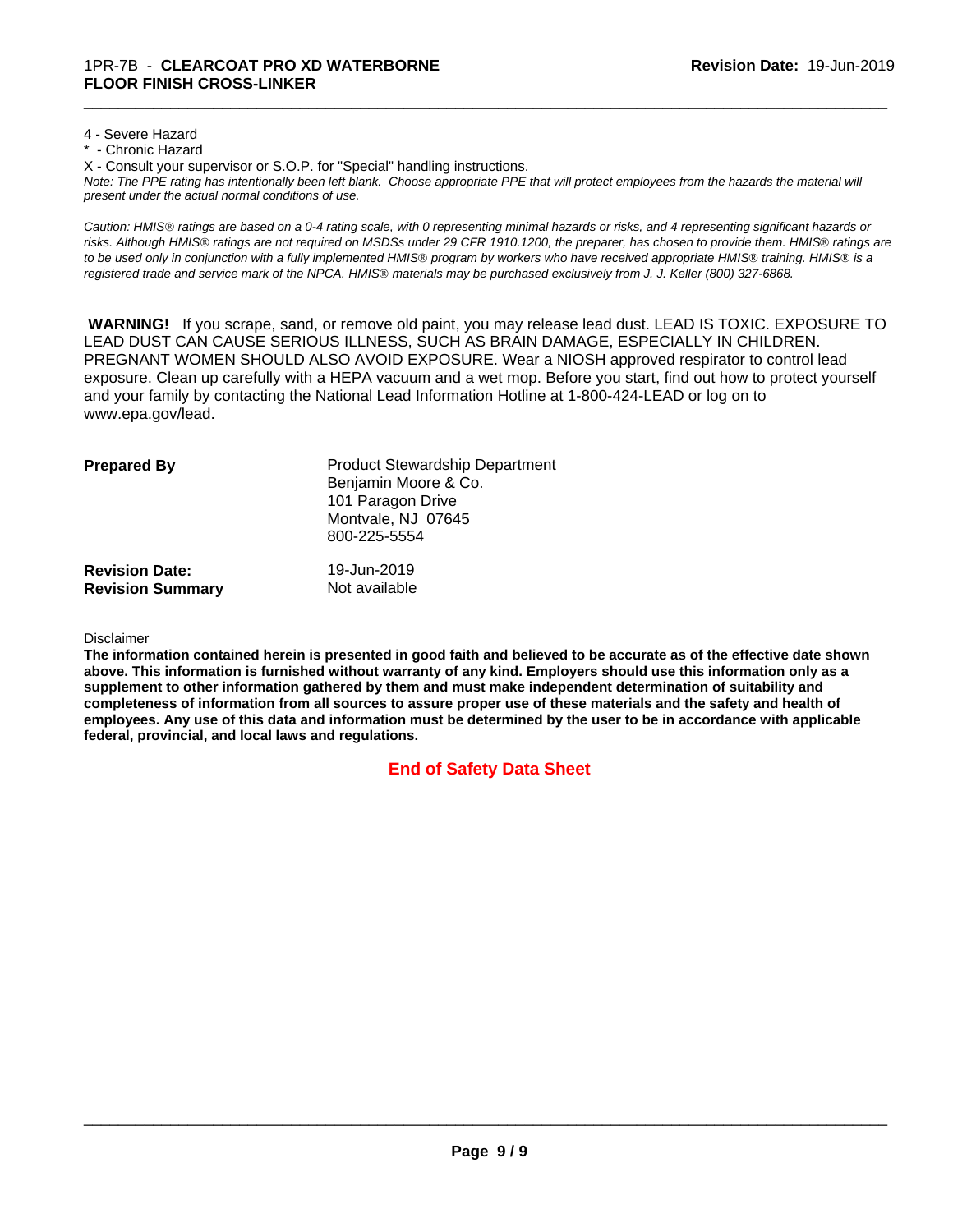4 - Severe Hazard
* - Chronic Hazard
X - Consult your supervisor or S.O.P. for "Special" handling instructions.

*Note: The PPE rating has intentionally been left blank. Choose appropriate PPE that will protect employees from the hazards the material will present under the actual normal conditions of use.*

*Caution: HMIS® ratings are based on a 0-4 rating scale, with 0 representing minimal hazards or risks, and 4 representing significant hazards or risks. Although HMIS® ratings are not required on MSDSs under 29 CFR 1910.1200, the preparer, has chosen to provide them. HMIS® ratings are to be used only in conjunction with a fully implemented HMIS® program by workers who have received appropriate HMIS® training. HMIS® is a registered trade and service mark of the NPCA. HMIS® materials may be purchased exclusively from J. J. Keller (800) 327-6868.*

**WARNING!** If you scrape, sand, or remove old paint, you may release lead dust. LEAD IS TOXIC. EXPOSURE TO LEAD DUST CAN CAUSE SERIOUS ILLNESS, SUCH AS BRAIN DAMAGE, ESPECIALLY IN CHILDREN. PREGNANT WOMEN SHOULD ALSO AVOID EXPOSURE. Wear a NIOSH approved respirator to control lead exposure. Clean up carefully with a HEPA vacuum and a wet mop. Before you start, find out how to protect yourself and your family by contacting the National Lead Information Hotline at 1-800-424-LEAD or log on to www.epa.gov/lead.

| | |
|---|---|
| **Prepared By** | Product Stewardship Department<br>Benjamin Moore & Co.<br>101 Paragon Drive<br>Montvale, NJ 07645<br>800-225-5554 |
| **Revision Date:** | 19-Jun-2019 |
| **Revision Summary** | Not available |

Disclaimer

**The information contained herein is presented in good faith and believed to be accurate as of the effective date shown above. This information is furnished without warranty of any kind. Employers should use this information only as a supplement to other information gathered by them and must make independent determination of suitability and completeness of information from all sources to assure proper use of these materials and the safety and health of employees. Any use of this data and information must be determined by the user to be in accordance with applicable federal, provincial, and local laws and regulations.**

**End of Safety Data Sheet**